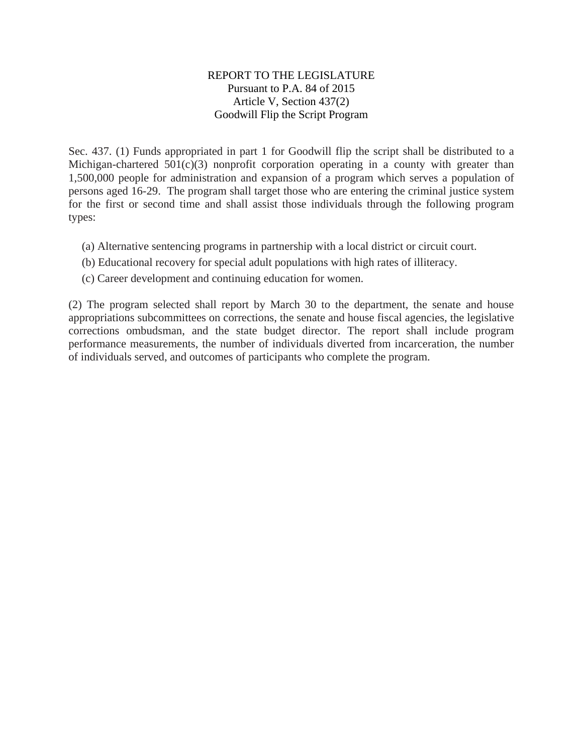# REPORT TO THE LEGISLATURE
## Pursuant to P.A. 84 of 2015
## Article V, Section 437(2)
## Goodwill Flip the Script Program

Sec. 437. (1) Funds appropriated in part 1 for Goodwill flip the script shall be distributed to a Michigan-chartered 501(c)(3) nonprofit corporation operating in a county with greater than 1,500,000 people for administration and expansion of a program which serves a population of persons aged 16-29. The program shall target those who are entering the criminal justice system for the first or second time and shall assist those individuals through the following program types:

(a) Alternative sentencing programs in partnership with a local district or circuit court.

(b) Educational recovery for special adult populations with high rates of illiteracy.

(c) Career development and continuing education for women.

(2) The program selected shall report by March 30 to the department, the senate and house appropriations subcommittees on corrections, the senate and house fiscal agencies, the legislative corrections ombudsman, and the state budget director. The report shall include program performance measurements, the number of individuals diverted from incarceration, the number of individuals served, and outcomes of participants who complete the program.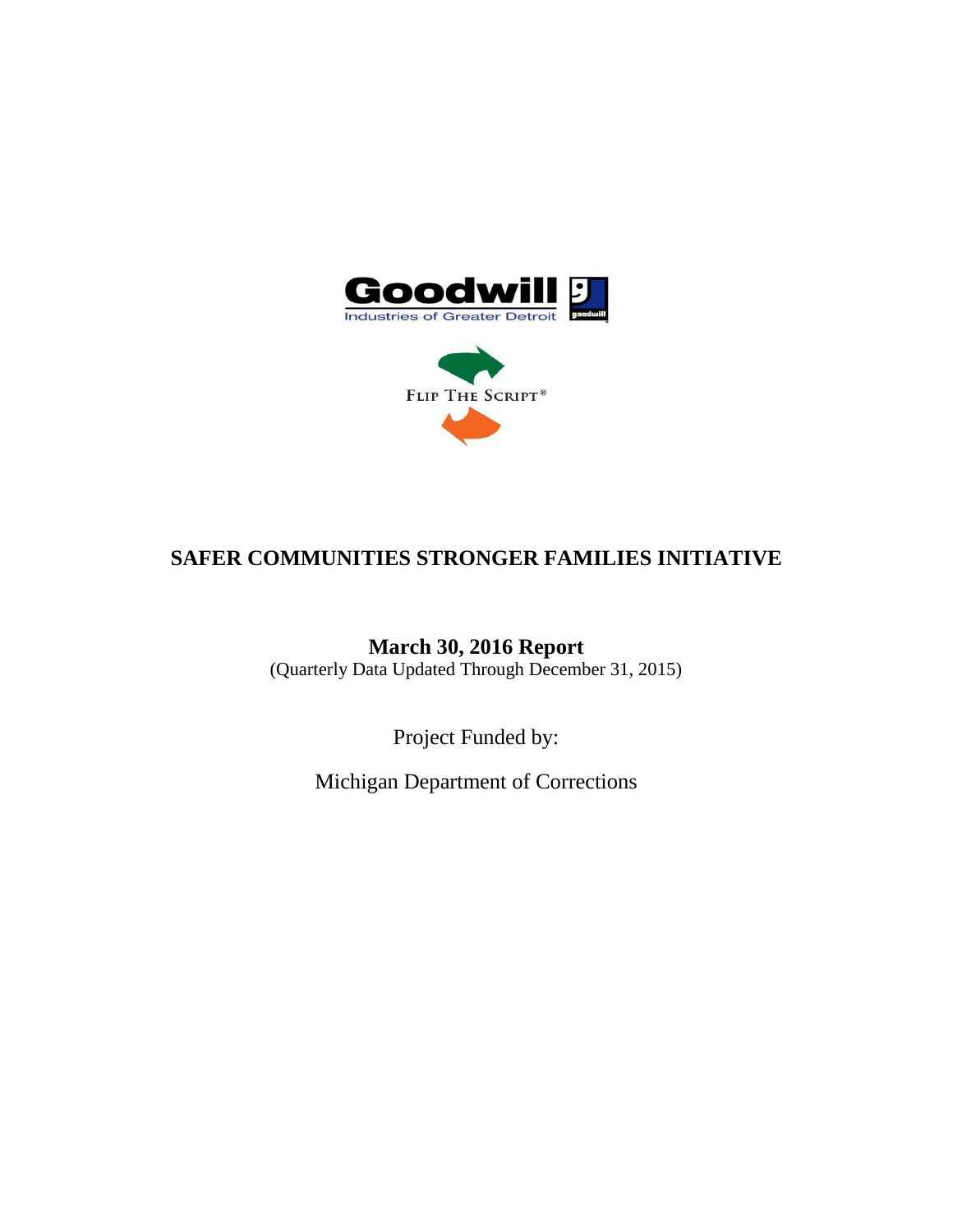Goodwill
Industries of Greater Detroit

FLIP THE SCRIPT®

# SAFER COMMUNITIES STRONGER FAMILIES INITIATIVE

**March 30, 2016 Report**
(Quarterly Data Updated Through December 31, 2015)

Project Funded by:

Michigan Department of Corrections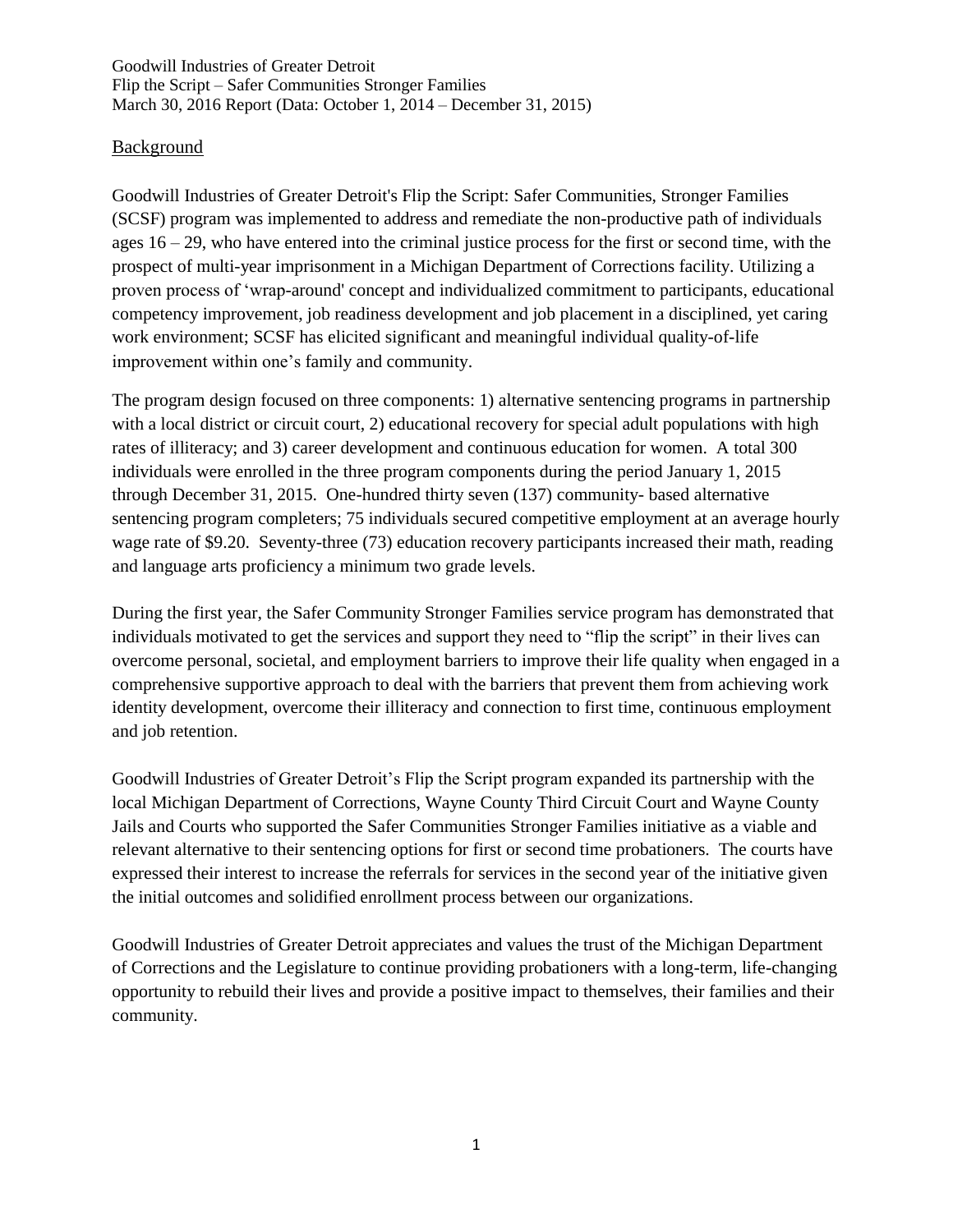Goodwill Industries of Greater Detroit
Flip the Script – Safer Communities Stronger Families
March 30, 2016 Report (Data: October 1, 2014 – December 31, 2015)

## Background

Goodwill Industries of Greater Detroit's Flip the Script: Safer Communities, Stronger Families (SCSF) program was implemented to address and remediate the non-productive path of individuals ages 16 – 29, who have entered into the criminal justice process for the first or second time, with the prospect of multi-year imprisonment in a Michigan Department of Corrections facility. Utilizing a proven process of 'wrap-around' concept and individualized commitment to participants, educational competency improvement, job readiness development and job placement in a disciplined, yet caring work environment; SCSF has elicited significant and meaningful individual quality-of-life improvement within one's family and community.

The program design focused on three components: 1) alternative sentencing programs in partnership with a local district or circuit court, 2) educational recovery for special adult populations with high rates of illiteracy; and 3) career development and continuous education for women. A total 300 individuals were enrolled in the three program components during the period January 1, 2015 through December 31, 2015. One-hundred thirty seven (137) community- based alternative sentencing program completers; 75 individuals secured competitive employment at an average hourly wage rate of $9.20. Seventy-three (73) education recovery participants increased their math, reading and language arts proficiency a minimum two grade levels.

During the first year, the Safer Community Stronger Families service program has demonstrated that individuals motivated to get the services and support they need to "flip the script" in their lives can overcome personal, societal, and employment barriers to improve their life quality when engaged in a comprehensive supportive approach to deal with the barriers that prevent them from achieving work identity development, overcome their illiteracy and connection to first time, continuous employment and job retention.

Goodwill Industries of Greater Detroit's Flip the Script program expanded its partnership with the local Michigan Department of Corrections, Wayne County Third Circuit Court and Wayne County Jails and Courts who supported the Safer Communities Stronger Families initiative as a viable and relevant alternative to their sentencing options for first or second time probationers. The courts have expressed their interest to increase the referrals for services in the second year of the initiative given the initial outcomes and solidified enrollment process between our organizations.

Goodwill Industries of Greater Detroit appreciates and values the trust of the Michigan Department of Corrections and the Legislature to continue providing probationers with a long-term, life-changing opportunity to rebuild their lives and provide a positive impact to themselves, their families and their community.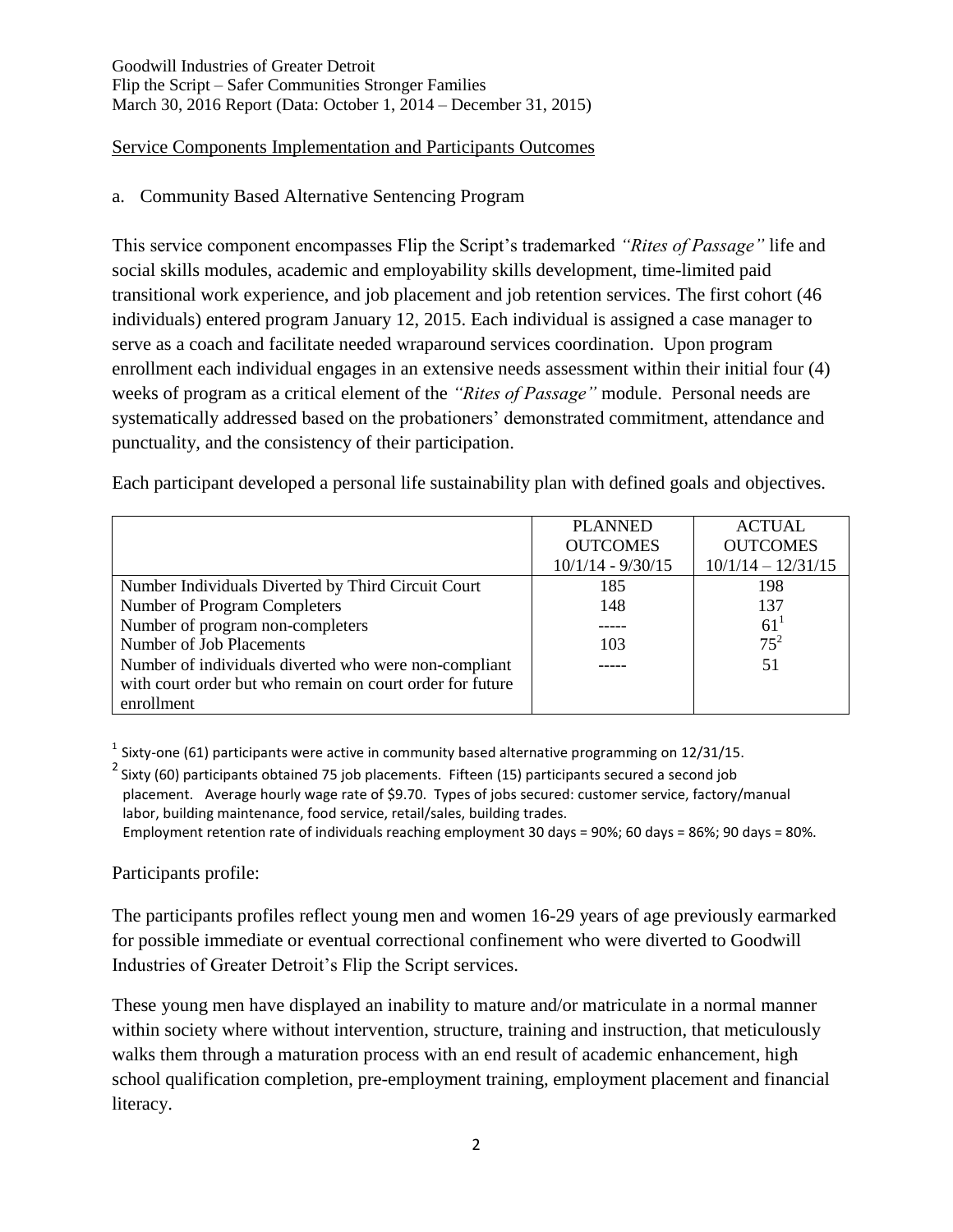Goodwill Industries of Greater Detroit
Flip the Script – Safer Communities Stronger Families
March 30, 2016 Report (Data: October 1, 2014 – December 31, 2015)

## Service Components Implementation and Participants Outcomes

### a. Community Based Alternative Sentencing Program

This service component encompasses Flip the Script's trademarked *"Rites of Passage"* life and social skills modules, academic and employability skills development, time-limited paid transitional work experience, and job placement and job retention services. The first cohort (46 individuals) entered program January 12, 2015. Each individual is assigned a case manager to serve as a coach and facilitate needed wraparound services coordination. Upon program enrollment each individual engages in an extensive needs assessment within their initial four (4) weeks of program as a critical element of the *"Rites of Passage"* module. Personal needs are systematically addressed based on the probationers' demonstrated commitment, attendance and punctuality, and the consistency of their participation.

Each participant developed a personal life sustainability plan with defined goals and objectives.

| | PLANNED OUTCOMES 10/1/14 - 9/30/15 | ACTUAL OUTCOMES 10/1/14 – 12/31/15 |
|---|---|---|
| Number Individuals Diverted by Third Circuit Court | 185 | 198 |
| Number of Program Completers | 148 | 137 |
| Number of program non-completers | ----- | 61[1] |
| Number of Job Placements | 103 | 75[2] |
| Number of individuals diverted who were non-compliant with court order but who remain on court order for future enrollment | ----- | 51 |

[1] Sixty-one (61) participants were active in community based alternative programming on 12/31/15.

[2] Sixty (60) participants obtained 75 job placements. Fifteen (15) participants secured a second job placement. Average hourly wage rate of $9.70. Types of jobs secured: customer service, factory/manual labor, building maintenance, food service, retail/sales, building trades.
Employment retention rate of individuals reaching employment 30 days = 90%; 60 days = 86%; 90 days = 80%.

Participants profile:

The participants profiles reflect young men and women 16-29 years of age previously earmarked for possible immediate or eventual correctional confinement who were diverted to Goodwill Industries of Greater Detroit's Flip the Script services.

These young men have displayed an inability to mature and/or matriculate in a normal manner within society where without intervention, structure, training and instruction, that meticulously walks them through a maturation process with an end result of academic enhancement, high school qualification completion, pre-employment training, employment placement and financial literacy.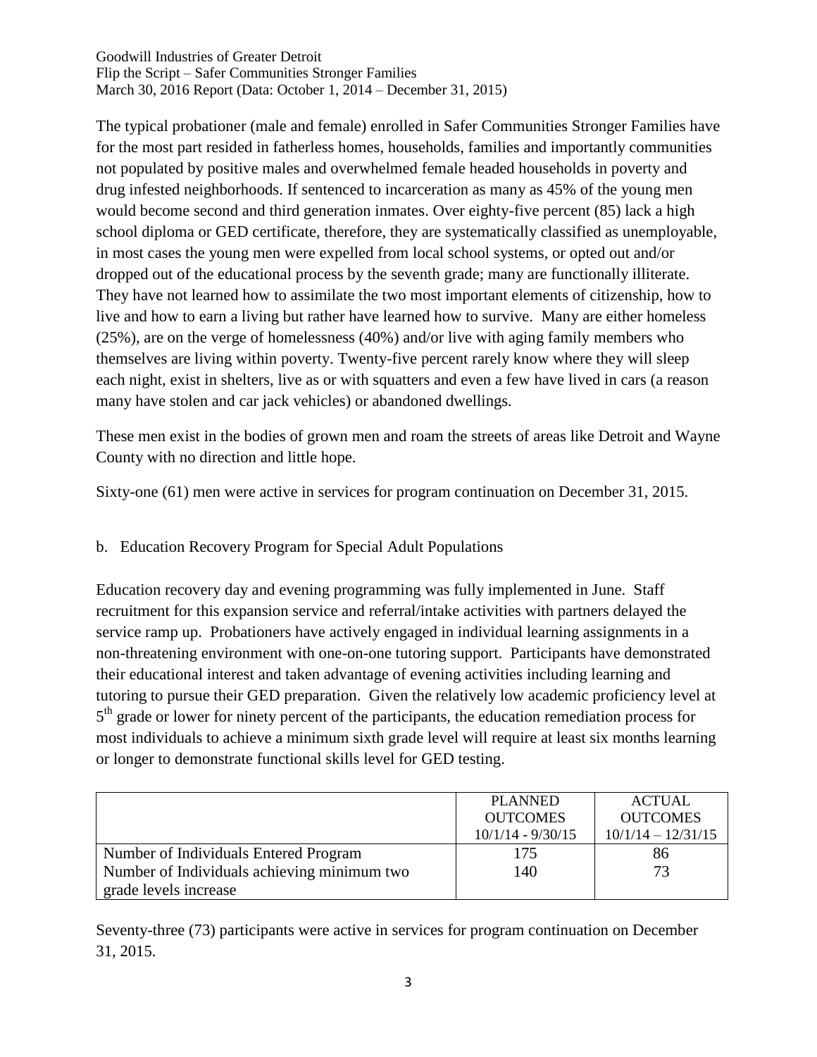The typical probationer (male and female) enrolled in Safer Communities Stronger Families have for the most part resided in fatherless homes, households, families and importantly communities not populated by positive males and overwhelmed female headed households in poverty and drug infested neighborhoods. If sentenced to incarceration as many as 45% of the young men would become second and third generation inmates. Over eighty-five percent (85) lack a high school diploma or GED certificate, therefore, they are systematically classified as unemployable, in most cases the young men were expelled from local school systems, or opted out and/or dropped out of the educational process by the seventh grade; many are functionally illiterate. They have not learned how to assimilate the two most important elements of citizenship, how to live and how to earn a living but rather have learned how to survive. Many are either homeless (25%), are on the verge of homelessness (40%) and/or live with aging family members who themselves are living within poverty. Twenty-five percent rarely know where they will sleep each night, exist in shelters, live as or with squatters and even a few have lived in cars (a reason many have stolen and car jack vehicles) or abandoned dwellings.

These men exist in the bodies of grown men and roam the streets of areas like Detroit and Wayne County with no direction and little hope.

Sixty-one (61) men were active in services for program continuation on December 31, 2015.

b. Education Recovery Program for Special Adult Populations

Education recovery day and evening programming was fully implemented in June. Staff recruitment for this expansion service and referral/intake activities with partners delayed the service ramp up. Probationers have actively engaged in individual learning assignments in a non-threatening environment with one-on-one tutoring support. Participants have demonstrated their educational interest and taken advantage of evening activities including learning and tutoring to pursue their GED preparation. Given the relatively low academic proficiency level at 5th grade or lower for ninety percent of the participants, the education remediation process for most individuals to achieve a minimum sixth grade level will require at least six months learning or longer to demonstrate functional skills level for GED testing.

| | PLANNED OUTCOMES 10/1/14 - 9/30/15 | ACTUAL OUTCOMES 10/1/14 – 12/31/15 |
|---|---|---|
| Number of Individuals Entered Program | 175 | 86 |
| Number of Individuals achieving minimum two grade levels increase | 140 | 73 |

Seventy-three (73) participants were active in services for program continuation on December 31, 2015.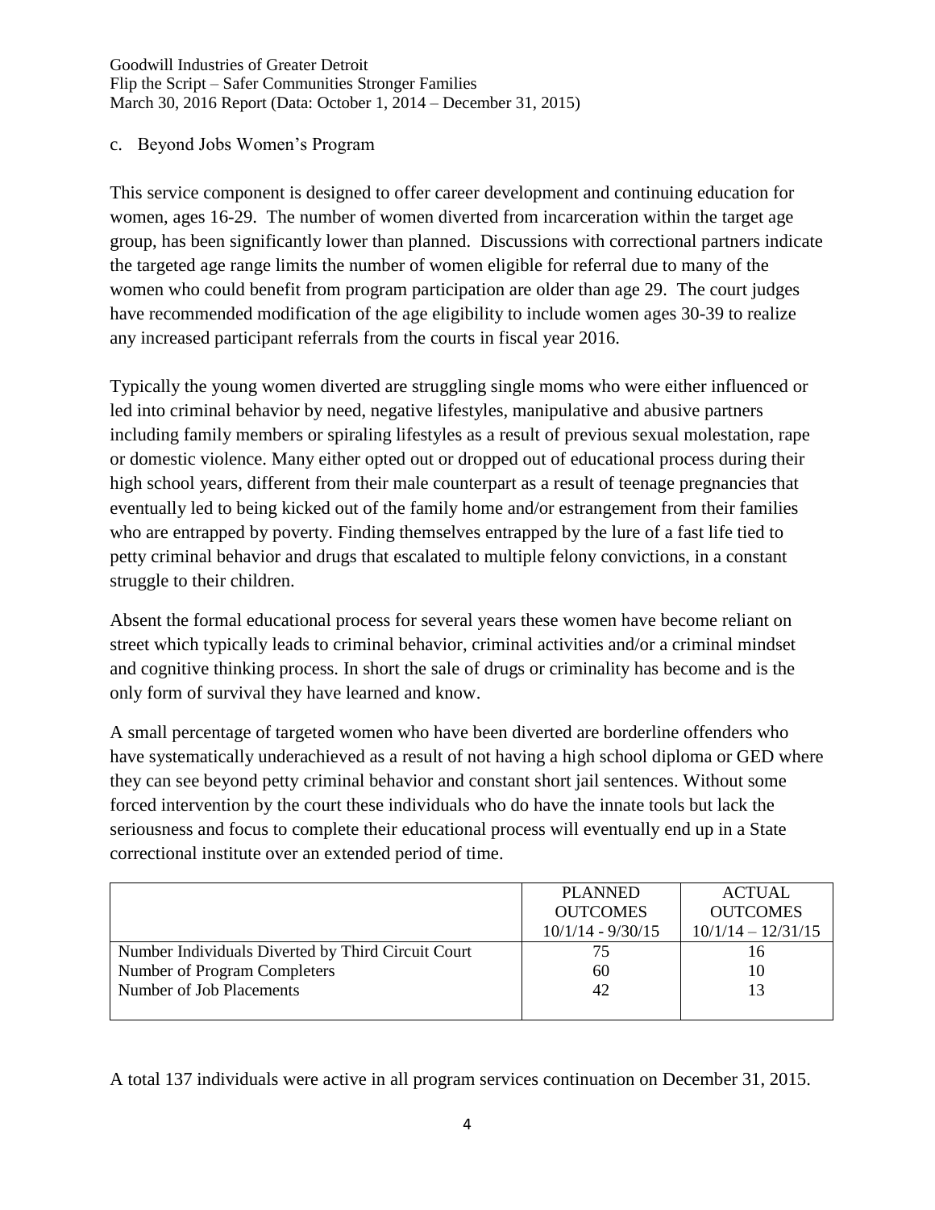c. Beyond Jobs Women's Program

This service component is designed to offer career development and continuing education for women, ages 16-29. The number of women diverted from incarceration within the target age group, has been significantly lower than planned. Discussions with correctional partners indicate the targeted age range limits the number of women eligible for referral due to many of the women who could benefit from program participation are older than age 29. The court judges have recommended modification of the age eligibility to include women ages 30-39 to realize any increased participant referrals from the courts in fiscal year 2016.

Typically the young women diverted are struggling single moms who were either influenced or led into criminal behavior by need, negative lifestyles, manipulative and abusive partners including family members or spiraling lifestyles as a result of previous sexual molestation, rape or domestic violence. Many either opted out or dropped out of educational process during their high school years, different from their male counterpart as a result of teenage pregnancies that eventually led to being kicked out of the family home and/or estrangement from their families who are entrapped by poverty. Finding themselves entrapped by the lure of a fast life tied to petty criminal behavior and drugs that escalated to multiple felony convictions, in a constant struggle to their children.

Absent the formal educational process for several years these women have become reliant on street which typically leads to criminal behavior, criminal activities and/or a criminal mindset and cognitive thinking process. In short the sale of drugs or criminality has become and is the only form of survival they have learned and know.

A small percentage of targeted women who have been diverted are borderline offenders who have systematically underachieved as a result of not having a high school diploma or GED where they can see beyond petty criminal behavior and constant short jail sentences. Without some forced intervention by the court these individuals who do have the innate tools but lack the seriousness and focus to complete their educational process will eventually end up in a State correctional institute over an extended period of time.

| | PLANNED OUTCOMES 10/1/14 - 9/30/15 | ACTUAL OUTCOMES 10/1/14 – 12/31/15 |
|---|---|---|
| Number Individuals Diverted by Third Circuit Court | 75 | 16 |
| Number of Program Completers | 60 | 10 |
| Number of Job Placements | 42 | 13 |

A total 137 individuals were active in all program services continuation on December 31, 2015.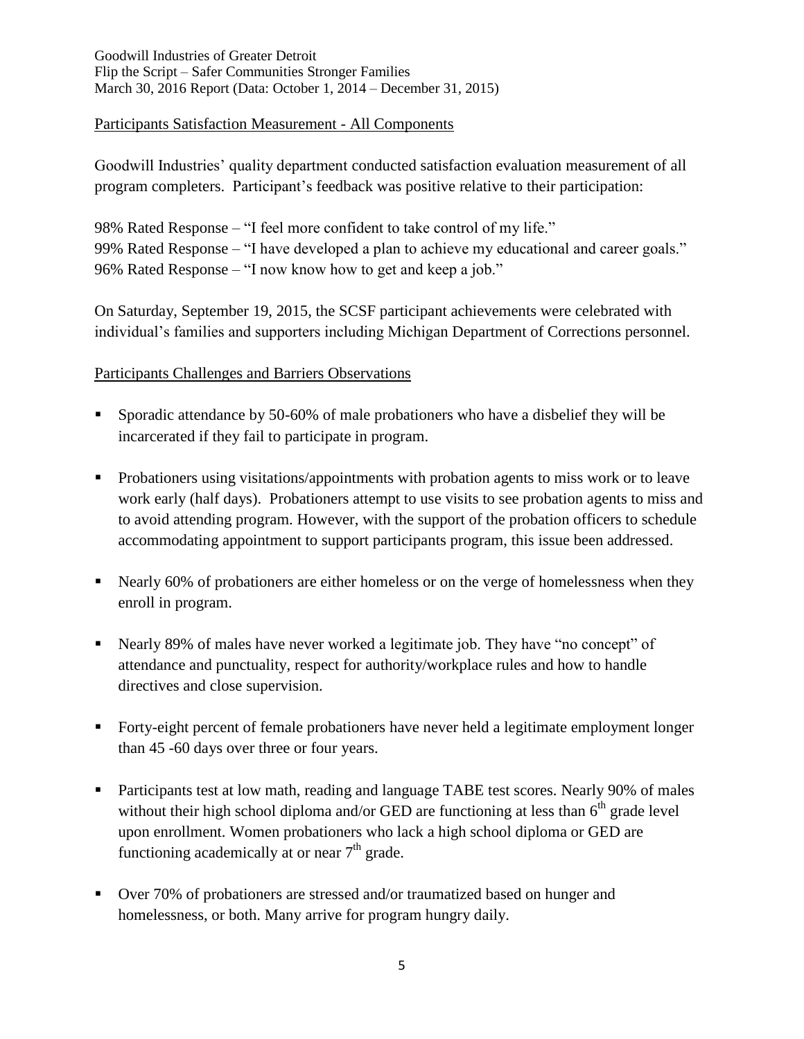## Participants Satisfaction Measurement - All Components

Goodwill Industries' quality department conducted satisfaction evaluation measurement of all program completers. Participant's feedback was positive relative to their participation:

98% Rated Response – "I feel more confident to take control of my life."
99% Rated Response – "I have developed a plan to achieve my educational and career goals."
96% Rated Response – "I now know how to get and keep a job."

On Saturday, September 19, 2015, the SCSF participant achievements were celebrated with individual's families and supporters including Michigan Department of Corrections personnel.

## Participants Challenges and Barriers Observations

- Sporadic attendance by 50-60% of male probationers who have a disbelief they will be incarcerated if they fail to participate in program.
- Probationers using visitations/appointments with probation agents to miss work or to leave work early (half days). Probationers attempt to use visits to see probation agents to miss and to avoid attending program. However, with the support of the probation officers to schedule accommodating appointment to support participants program, this issue been addressed.
- Nearly 60% of probationers are either homeless or on the verge of homelessness when they enroll in program.
- Nearly 89% of males have never worked a legitimate job. They have "no concept" of attendance and punctuality, respect for authority/workplace rules and how to handle directives and close supervision.
- Forty-eight percent of female probationers have never held a legitimate employment longer than 45 -60 days over three or four years.
- Participants test at low math, reading and language TABE test scores. Nearly 90% of males without their high school diploma and/or GED are functioning at less than 6th grade level upon enrollment. Women probationers who lack a high school diploma or GED are functioning academically at or near 7th grade.
- Over 70% of probationers are stressed and/or traumatized based on hunger and homelessness, or both. Many arrive for program hungry daily.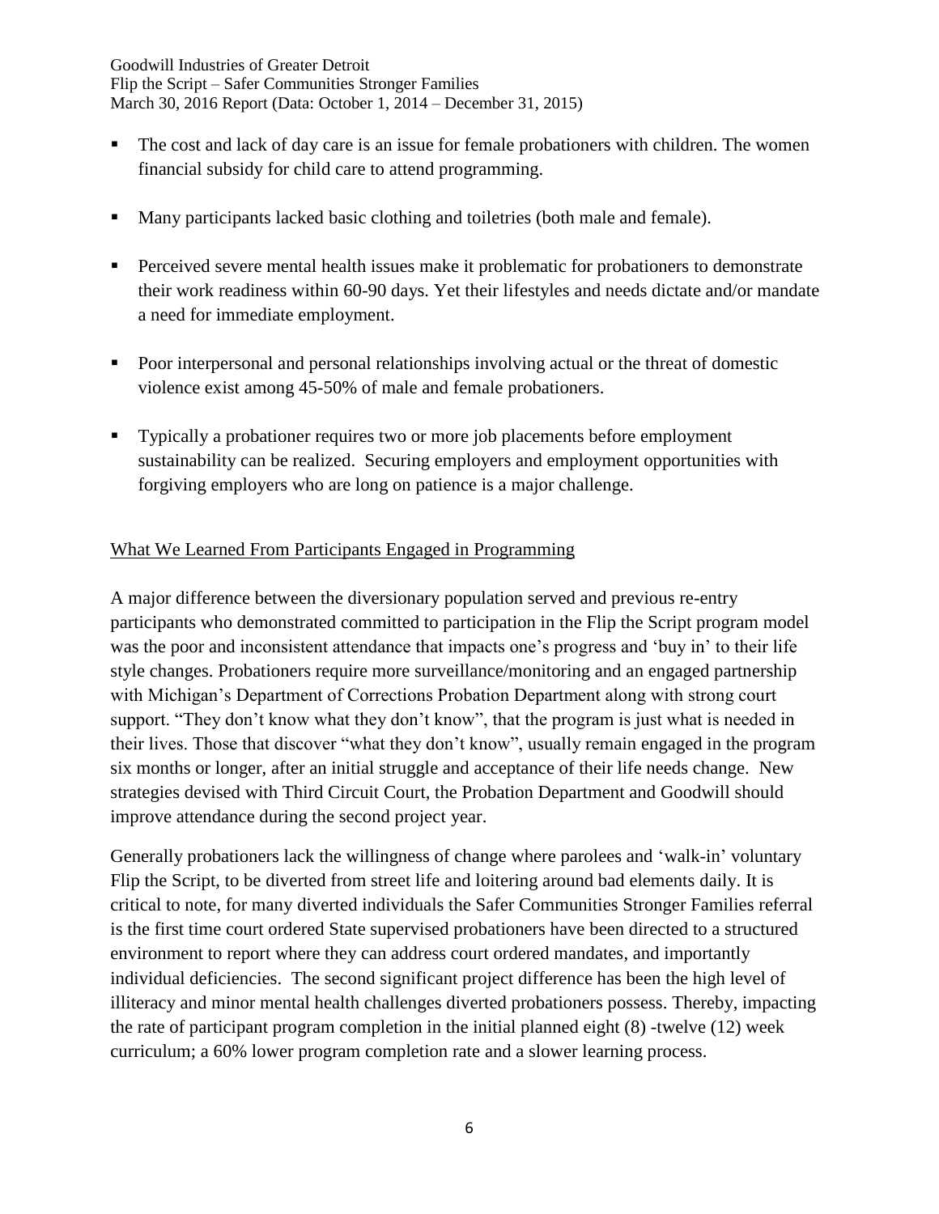- The cost and lack of day care is an issue for female probationers with children. The women financial subsidy for child care to attend programming.

- Many participants lacked basic clothing and toiletries (both male and female).

- Perceived severe mental health issues make it problematic for probationers to demonstrate their work readiness within 60-90 days. Yet their lifestyles and needs dictate and/or mandate a need for immediate employment.

- Poor interpersonal and personal relationships involving actual or the threat of domestic violence exist among 45-50% of male and female probationers.

- Typically a probationer requires two or more job placements before employment sustainability can be realized. Securing employers and employment opportunities with forgiving employers who are long on patience is a major challenge.

<u>What We Learned From Participants Engaged in Programming</u>

A major difference between the diversionary population served and previous re-entry participants who demonstrated committed to participation in the Flip the Script program model was the poor and inconsistent attendance that impacts one's progress and 'buy in' to their life style changes. Probationers require more surveillance/monitoring and an engaged partnership with Michigan's Department of Corrections Probation Department along with strong court support. "They don't know what they don't know", that the program is just what is needed in their lives. Those that discover "what they don't know", usually remain engaged in the program six months or longer, after an initial struggle and acceptance of their life needs change. New strategies devised with Third Circuit Court, the Probation Department and Goodwill should improve attendance during the second project year.

Generally probationers lack the willingness of change where parolees and 'walk-in' voluntary Flip the Script, to be diverted from street life and loitering around bad elements daily. It is critical to note, for many diverted individuals the Safer Communities Stronger Families referral is the first time court ordered State supervised probationers have been directed to a structured environment to report where they can address court ordered mandates, and importantly individual deficiencies. The second significant project difference has been the high level of illiteracy and minor mental health challenges diverted probationers possess. Thereby, impacting the rate of participant program completion in the initial planned eight (8) -twelve (12) week curriculum; a 60% lower program completion rate and a slower learning process.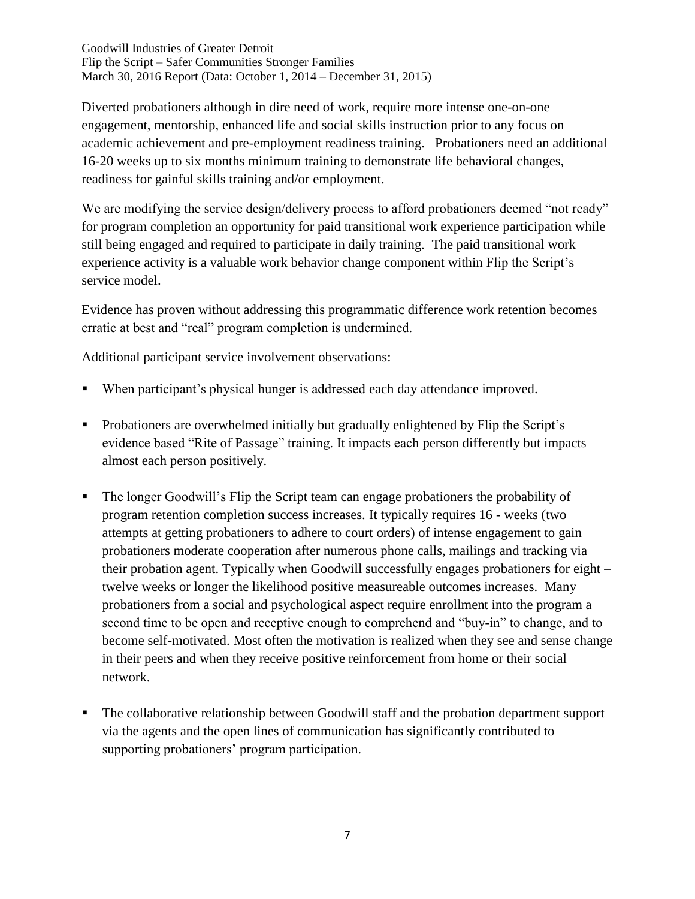Diverted probationers although in dire need of work, require more intense one-on-one engagement, mentorship, enhanced life and social skills instruction prior to any focus on academic achievement and pre-employment readiness training. Probationers need an additional 16-20 weeks up to six months minimum training to demonstrate life behavioral changes, readiness for gainful skills training and/or employment.

We are modifying the service design/delivery process to afford probationers deemed "not ready" for program completion an opportunity for paid transitional work experience participation while still being engaged and required to participate in daily training. The paid transitional work experience activity is a valuable work behavior change component within Flip the Script's service model.

Evidence has proven without addressing this programmatic difference work retention becomes erratic at best and "real" program completion is undermined.

Additional participant service involvement observations:

- When participant's physical hunger is addressed each day attendance improved.
- Probationers are overwhelmed initially but gradually enlightened by Flip the Script's evidence based "Rite of Passage" training. It impacts each person differently but impacts almost each person positively.
- The longer Goodwill's Flip the Script team can engage probationers the probability of program retention completion success increases. It typically requires 16 - weeks (two attempts at getting probationers to adhere to court orders) of intense engagement to gain probationers moderate cooperation after numerous phone calls, mailings and tracking via their probation agent. Typically when Goodwill successfully engages probationers for eight – twelve weeks or longer the likelihood positive measureable outcomes increases. Many probationers from a social and psychological aspect require enrollment into the program a second time to be open and receptive enough to comprehend and "buy-in" to change, and to become self-motivated. Most often the motivation is realized when they see and sense change in their peers and when they receive positive reinforcement from home or their social network.
- The collaborative relationship between Goodwill staff and the probation department support via the agents and the open lines of communication has significantly contributed to supporting probationers' program participation.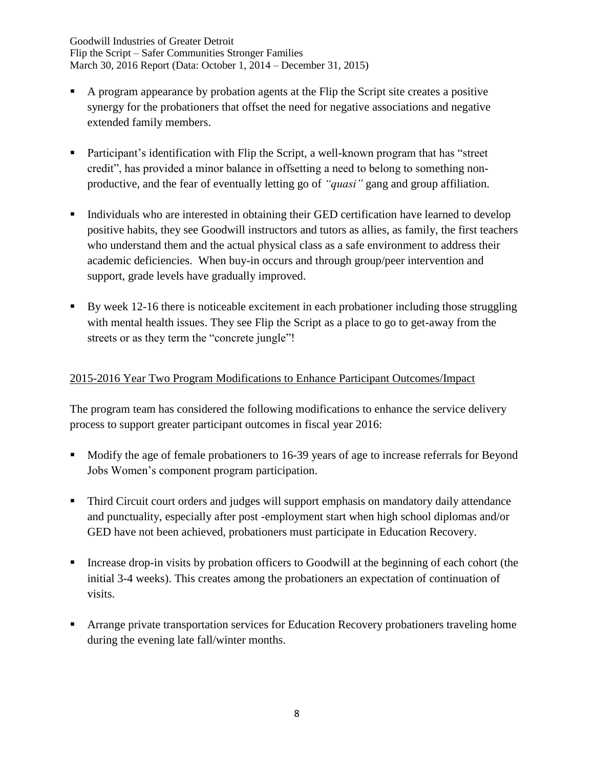- A program appearance by probation agents at the Flip the Script site creates a positive synergy for the probationers that offset the need for negative associations and negative extended family members.

- Participant's identification with Flip the Script, a well-known program that has "street credit", has provided a minor balance in offsetting a need to belong to something non-productive, and the fear of eventually letting go of *"quasi"* gang and group affiliation.

- Individuals who are interested in obtaining their GED certification have learned to develop positive habits, they see Goodwill instructors and tutors as allies, as family, the first teachers who understand them and the actual physical class as a safe environment to address their academic deficiencies. When buy-in occurs and through group/peer intervention and support, grade levels have gradually improved.

- By week 12-16 there is noticeable excitement in each probationer including those struggling with mental health issues. They see Flip the Script as a place to go to get-away from the streets or as they term the "concrete jungle"!

<u>2015-2016 Year Two Program Modifications to Enhance Participant Outcomes/Impact</u>

The program team has considered the following modifications to enhance the service delivery process to support greater participant outcomes in fiscal year 2016:

- Modify the age of female probationers to 16-39 years of age to increase referrals for Beyond Jobs Women's component program participation.

- Third Circuit court orders and judges will support emphasis on mandatory daily attendance and punctuality, especially after post -employment start when high school diplomas and/or GED have not been achieved, probationers must participate in Education Recovery.

- Increase drop-in visits by probation officers to Goodwill at the beginning of each cohort (the initial 3-4 weeks). This creates among the probationers an expectation of continuation of visits.

- Arrange private transportation services for Education Recovery probationers traveling home during the evening late fall/winter months.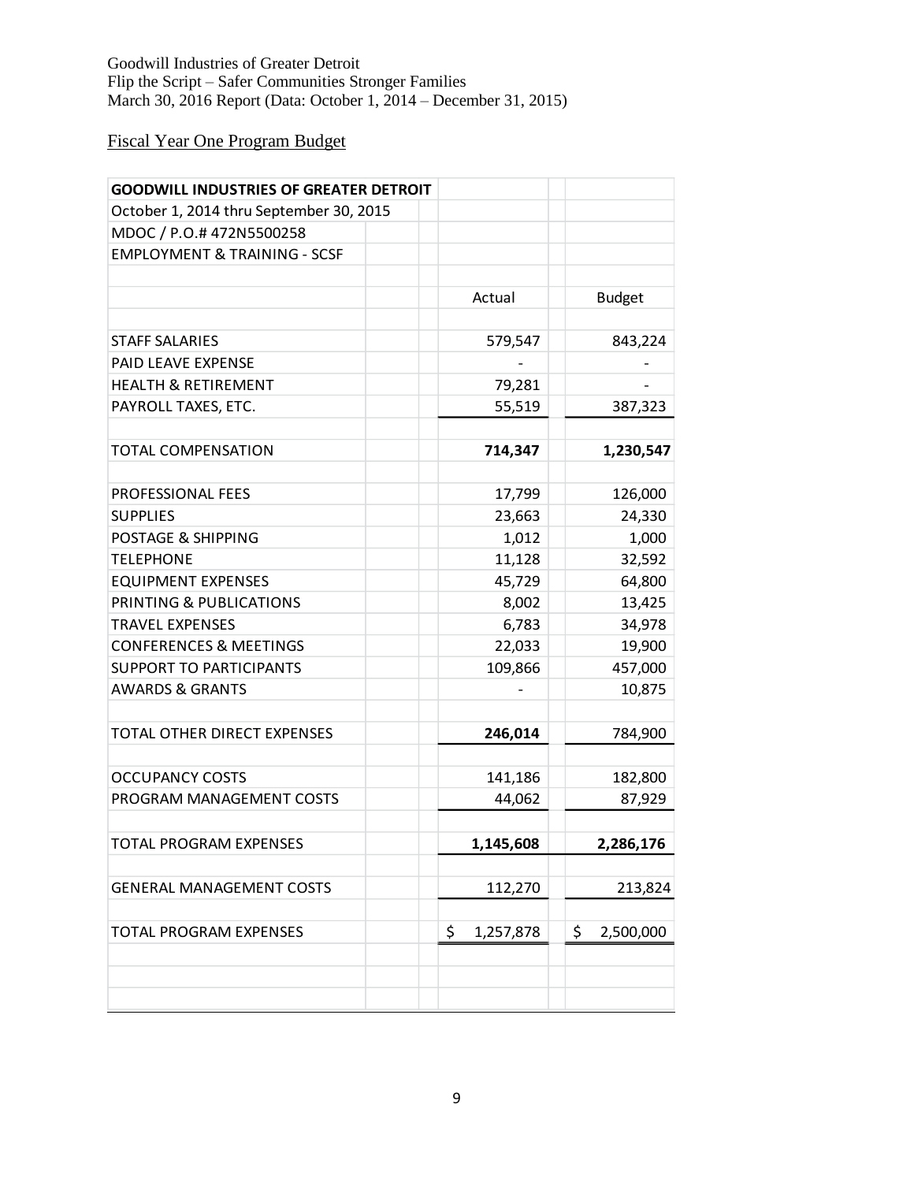Goodwill Industries of Greater Detroit
Flip the Script – Safer Communities Stronger Families
March 30, 2016 Report (Data: October 1, 2014 – December 31, 2015)

<u>Fiscal Year One Program Budget</u>

| **GOODWILL INDUSTRIES OF GREATER DETROIT** | | |
|---|---|---|
| October 1, 2014 thru September 30, 2015 | | |
| MDOC / P.O.# 472N5500258 | | |
| EMPLOYMENT & TRAINING - SCSF | | |
| | Actual | Budget |
| STAFF SALARIES | 579,547 | 843,224 |
| PAID LEAVE EXPENSE | - | - |
| HEALTH & RETIREMENT | 79,281 | - |
| PAYROLL TAXES, ETC. | 55,519 | 387,323 |
| TOTAL COMPENSATION | **714,347** | **1,230,547** |
| PROFESSIONAL FEES | 17,799 | 126,000 |
| SUPPLIES | 23,663 | 24,330 |
| POSTAGE & SHIPPING | 1,012 | 1,000 |
| TELEPHONE | 11,128 | 32,592 |
| EQUIPMENT EXPENSES | 45,729 | 64,800 |
| PRINTING & PUBLICATIONS | 8,002 | 13,425 |
| TRAVEL EXPENSES | 6,783 | 34,978 |
| CONFERENCES & MEETINGS | 22,033 | 19,900 |
| SUPPORT TO PARTICIPANTS | 109,866 | 457,000 |
| AWARDS & GRANTS | - | 10,875 |
| TOTAL OTHER DIRECT EXPENSES | **246,014** | 784,900 |
| OCCUPANCY COSTS | 141,186 | 182,800 |
| PROGRAM MANAGEMENT COSTS | 44,062 | 87,929 |
| TOTAL PROGRAM EXPENSES | **1,145,608** | **2,286,176** |
| GENERAL MANAGEMENT COSTS | 112,270 | 213,824 |
| TOTAL PROGRAM EXPENSES | $ 1,257,878 | $ 2,500,000 |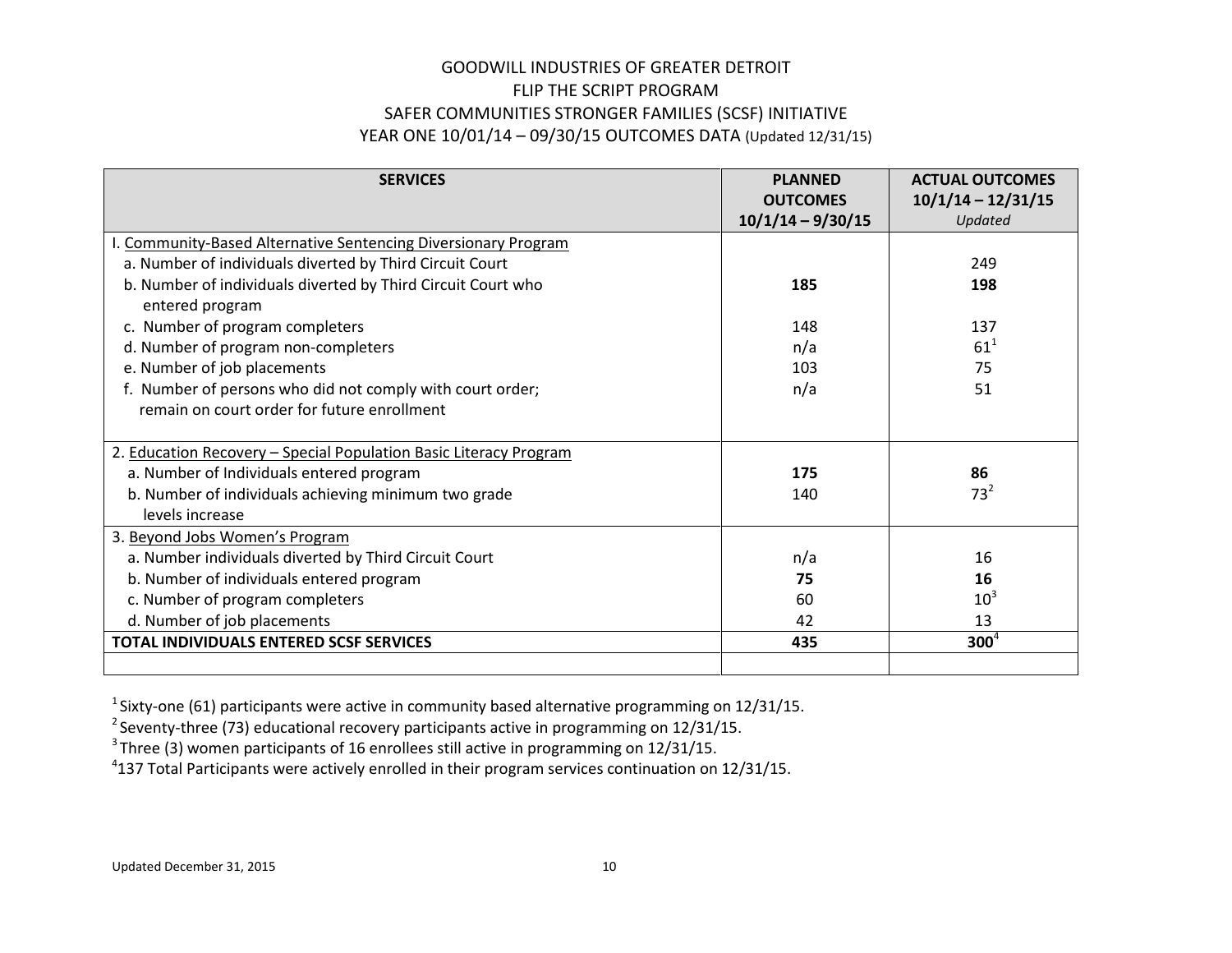# GOODWILL INDUSTRIES OF GREATER DETROIT
## FLIP THE SCRIPT PROGRAM
## SAFER COMMUNITIES STRONGER FAMILIES (SCSF) INITIATIVE
## YEAR ONE 10/01/14 – 09/30/15 OUTCOMES DATA (Updated 12/31/15)

| SERVICES | PLANNED OUTCOMES 10/1/14 – 9/30/15 | ACTUAL OUTCOMES 10/1/14 – 12/31/15 *Updated* |
|---|---|---|
| I. Community-Based Alternative Sentencing Diversionary Program | | |
| a. Number of individuals diverted by Third Circuit Court | | 249 |
| b. Number of individuals diverted by Third Circuit Court who entered program | **185** | **198** |
| c. Number of program completers | 148 | 137 |
| d. Number of program non-completers | n/a | 61[1] |
| e. Number of job placements | 103 | 75 |
| f. Number of persons who did not comply with court order; remain on court order for future enrollment | n/a | 51 |
| 2. Education Recovery – Special Population Basic Literacy Program | | |
| a. Number of Individuals entered program | **175** | **86** |
| b. Number of individuals achieving minimum two grade levels increase | 140 | 73[2] |
| 3. Beyond Jobs Women's Program | | |
| a. Number individuals diverted by Third Circuit Court | n/a | 16 |
| b. Number of individuals entered program | **75** | **16** |
| c. Number of program completers | 60 | 10[3] |
| d. Number of job placements | 42 | 13 |
| **TOTAL INDIVIDUALS ENTERED SCSF SERVICES** | **435** | **300**[4] |

[1] Sixty-one (61) participants were active in community based alternative programming on 12/31/15.
[2] Seventy-three (73) educational recovery participants active in programming on 12/31/15.
[3] Three (3) women participants of 16 enrollees still active in programming on 12/31/15.
[4] 137 Total Participants were actively enrolled in their program services continuation on 12/31/15.